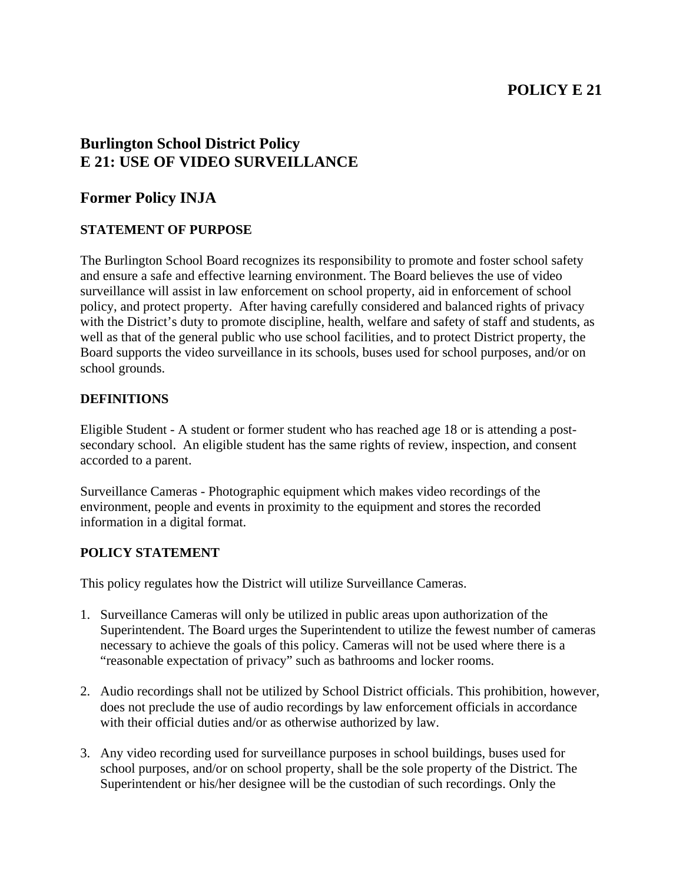# POLICY E 21

## Burlington School District Policy
## E 21: USE OF VIDEO SURVEILLANCE

## Former Policy INJA

### STATEMENT OF PURPOSE

The Burlington School Board recognizes its responsibility to promote and foster school safety and ensure a safe and effective learning environment. The Board believes the use of video surveillance will assist in law enforcement on school property, aid in enforcement of school policy, and protect property. After having carefully considered and balanced rights of privacy with the District's duty to promote discipline, health, welfare and safety of staff and students, as well as that of the general public who use school facilities, and to protect District property, the Board supports the video surveillance in its schools, buses used for school purposes, and/or on school grounds.

### DEFINITIONS

Eligible Student - A student or former student who has reached age 18 or is attending a post-secondary school. An eligible student has the same rights of review, inspection, and consent accorded to a parent.

Surveillance Cameras - Photographic equipment which makes video recordings of the environment, people and events in proximity to the equipment and stores the recorded information in a digital format.

### POLICY STATEMENT

This policy regulates how the District will utilize Surveillance Cameras.

1. Surveillance Cameras will only be utilized in public areas upon authorization of the Superintendent. The Board urges the Superintendent to utilize the fewest number of cameras necessary to achieve the goals of this policy. Cameras will not be used where there is a "reasonable expectation of privacy" such as bathrooms and locker rooms.

2. Audio recordings shall not be utilized by School District officials. This prohibition, however, does not preclude the use of audio recordings by law enforcement officials in accordance with their official duties and/or as otherwise authorized by law.

3. Any video recording used for surveillance purposes in school buildings, buses used for school purposes, and/or on school property, shall be the sole property of the District. The Superintendent or his/her designee will be the custodian of such recordings. Only the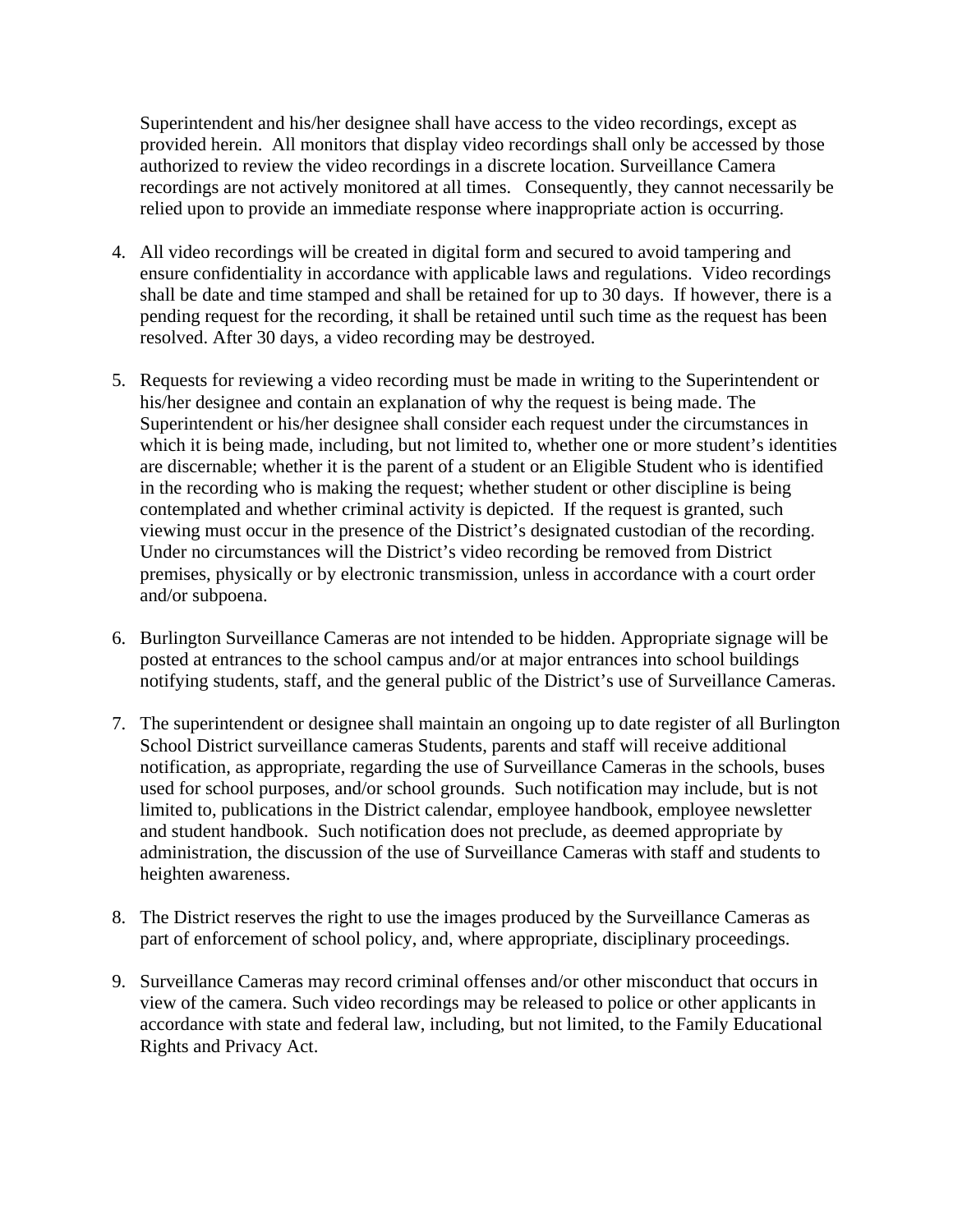Superintendent and his/her designee shall have access to the video recordings, except as provided herein. All monitors that display video recordings shall only be accessed by those authorized to review the video recordings in a discrete location. Surveillance Camera recordings are not actively monitored at all times. Consequently, they cannot necessarily be relied upon to provide an immediate response where inappropriate action is occurring.

4. All video recordings will be created in digital form and secured to avoid tampering and ensure confidentiality in accordance with applicable laws and regulations. Video recordings shall be date and time stamped and shall be retained for up to 30 days. If however, there is a pending request for the recording, it shall be retained until such time as the request has been resolved. After 30 days, a video recording may be destroyed.

5. Requests for reviewing a video recording must be made in writing to the Superintendent or his/her designee and contain an explanation of why the request is being made. The Superintendent or his/her designee shall consider each request under the circumstances in which it is being made, including, but not limited to, whether one or more student's identities are discernable; whether it is the parent of a student or an Eligible Student who is identified in the recording who is making the request; whether student or other discipline is being contemplated and whether criminal activity is depicted. If the request is granted, such viewing must occur in the presence of the District's designated custodian of the recording. Under no circumstances will the District's video recording be removed from District premises, physically or by electronic transmission, unless in accordance with a court order and/or subpoena.

6. Burlington Surveillance Cameras are not intended to be hidden. Appropriate signage will be posted at entrances to the school campus and/or at major entrances into school buildings notifying students, staff, and the general public of the District's use of Surveillance Cameras.

7. The superintendent or designee shall maintain an ongoing up to date register of all Burlington School District surveillance cameras Students, parents and staff will receive additional notification, as appropriate, regarding the use of Surveillance Cameras in the schools, buses used for school purposes, and/or school grounds. Such notification may include, but is not limited to, publications in the District calendar, employee handbook, employee newsletter and student handbook. Such notification does not preclude, as deemed appropriate by administration, the discussion of the use of Surveillance Cameras with staff and students to heighten awareness.

8. The District reserves the right to use the images produced by the Surveillance Cameras as part of enforcement of school policy, and, where appropriate, disciplinary proceedings.

9. Surveillance Cameras may record criminal offenses and/or other misconduct that occurs in view of the camera. Such video recordings may be released to police or other applicants in accordance with state and federal law, including, but not limited, to the Family Educational Rights and Privacy Act.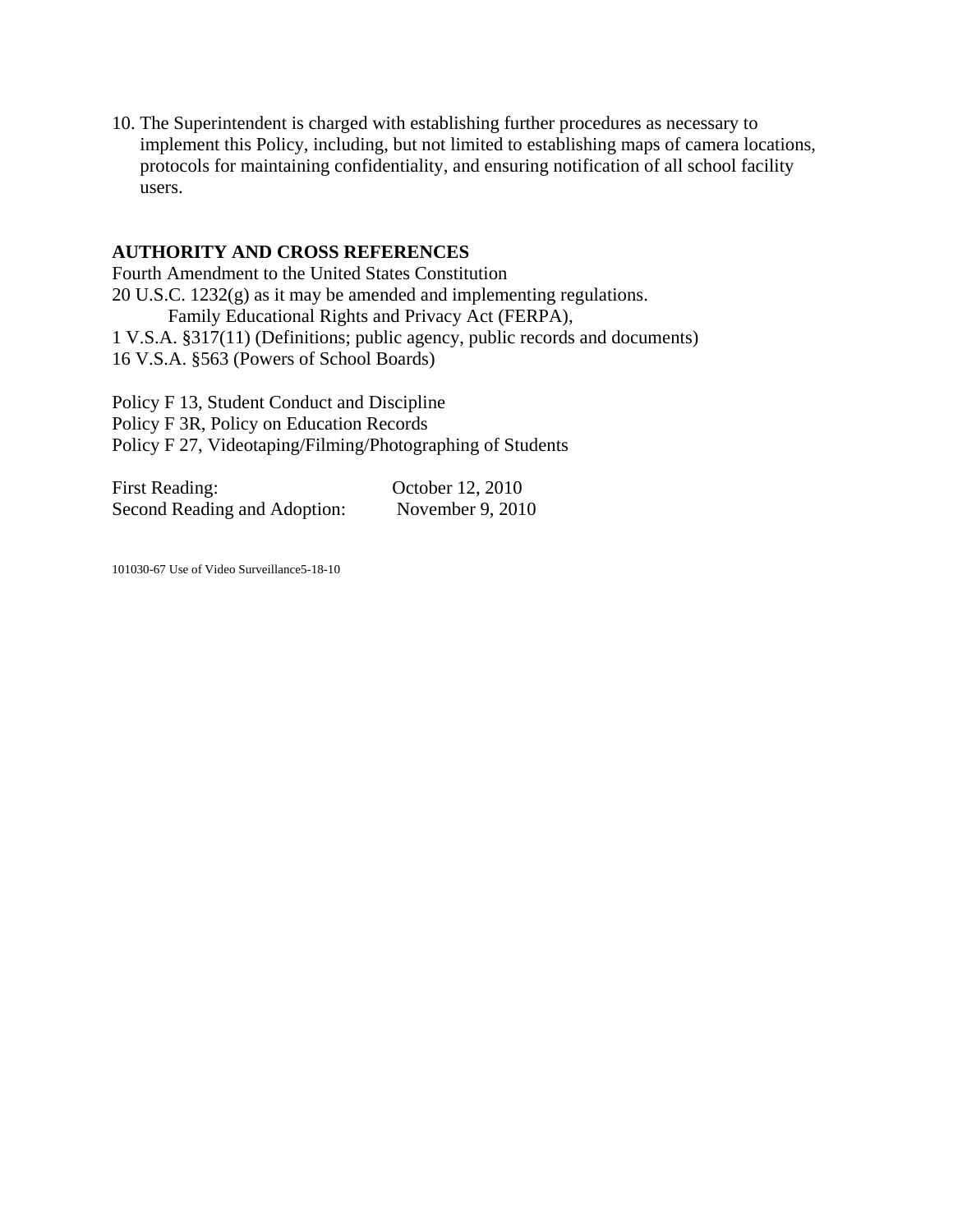10. The Superintendent is charged with establishing further procedures as necessary to implement this Policy, including, but not limited to establishing maps of camera locations, protocols for maintaining confidentiality, and ensuring notification of all school facility users.

**AUTHORITY AND CROSS REFERENCES**

Fourth Amendment to the United States Constitution
20 U.S.C. 1232(g) as it may be amended and implementing regulations.
Family Educational Rights and Privacy Act (FERPA),
1 V.S.A. §317(11) (Definitions; public agency, public records and documents)
16 V.S.A. §563 (Powers of School Boards)

Policy F 13, Student Conduct and Discipline
Policy F 3R, Policy on Education Records
Policy F 27, Videotaping/Filming/Photographing of Students

| | |
|---|---|
| First Reading: | October 12, 2010 |
| Second Reading and Adoption: | November 9, 2010 |

101030-67 Use of Video Surveillance5-18-10